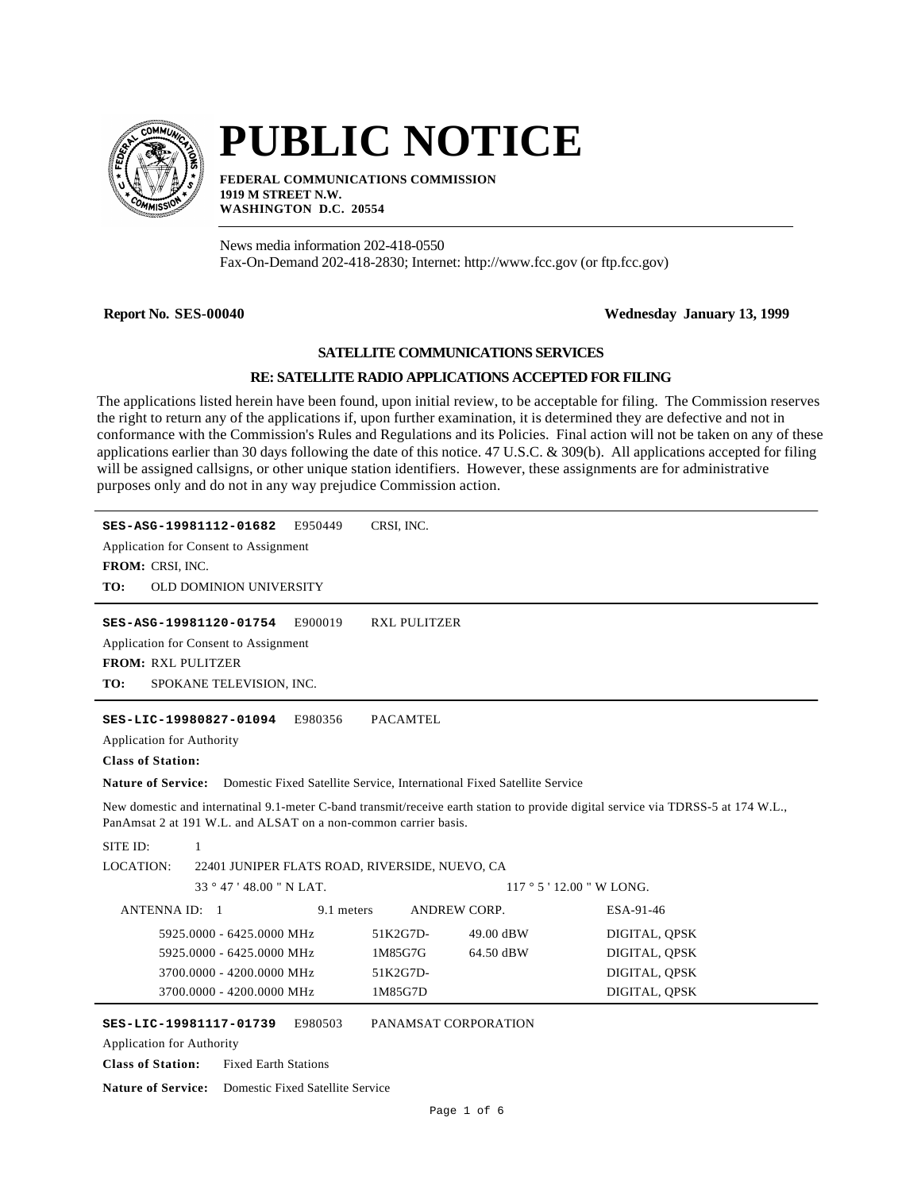# PUBLIC NOTICE

**FEDERAL COMMUNICATIONS COMMISSION**
**1919 M STREET N.W.**
**WASHINGTON D.C. 20554**

News media information 202-418-0550
Fax-On-Demand 202-418-2830; Internet: http://www.fcc.gov (or ftp.fcc.gov)

**Report No. SES-00040** **Wednesday January 13, 1999**

## SATELLITE COMMUNICATIONS SERVICES

### RE: SATELLITE RADIO APPLICATIONS ACCEPTED FOR FILING

The applications listed herein have been found, upon initial review, to be acceptable for filing. The Commission reserves the right to return any of the applications if, upon further examination, it is determined they are defective and not in conformance with the Commission's Rules and Regulations and its Policies. Final action will not be taken on any of these applications earlier than 30 days following the date of this notice. 47 U.S.C. & 309(b). All applications accepted for filing will be assigned callsigns, or other unique station identifiers. However, these assignments are for administrative purposes only and do not in any way prejudice Commission action.

---

**SES-ASG-19981112-01682** E950449 CRSI, INC.

Application for Consent to Assignment

**FROM:** CRSI, INC.

**TO:** OLD DOMINION UNIVERSITY

---

**SES-ASG-19981120-01754** E900019 RXL PULITZER

Application for Consent to Assignment

**FROM:** RXL PULITZER

**TO:** SPOKANE TELEVISION, INC.

---

**SES-LIC-19980827-01094** E980356 PACAMTEL

Application for Authority

**Class of Station:**

**Nature of Service:** Domestic Fixed Satellite Service, International Fixed Satellite Service

New domestic and internatinal 9.1-meter C-band transmit/receive earth station to provide digital service via TDRSS-5 at 174 W.L., PanAmsat 2 at 191 W.L. and ALSAT on a non-common carrier basis.

SITE ID: 1

LOCATION: 22401 JUNIPER FLATS ROAD, RIVERSIDE, NUEVO, CA

33 ° 47 ' 48.00 " N LAT. 117 ° 5 ' 12.00 " W LONG.

ANTENNA ID: 1 9.1 meters ANDREW CORP. ESA-91-46

| Frequency | Emission | Power | Modulation |
|---|---|---|---|
| 5925.0000 - 6425.0000 MHz | 51K2G7D- | 49.00 dBW | DIGITAL, QPSK |
| 5925.0000 - 6425.0000 MHz | 1M85G7G | 64.50 dBW | DIGITAL, QPSK |
| 3700.0000 - 4200.0000 MHz | 51K2G7D- | | DIGITAL, QPSK |
| 3700.0000 - 4200.0000 MHz | 1M85G7D | | DIGITAL, QPSK |

---

**SES-LIC-19981117-01739** E980503 PANAMSAT CORPORATION

Application for Authority

**Class of Station:** Fixed Earth Stations

**Nature of Service:** Domestic Fixed Satellite Service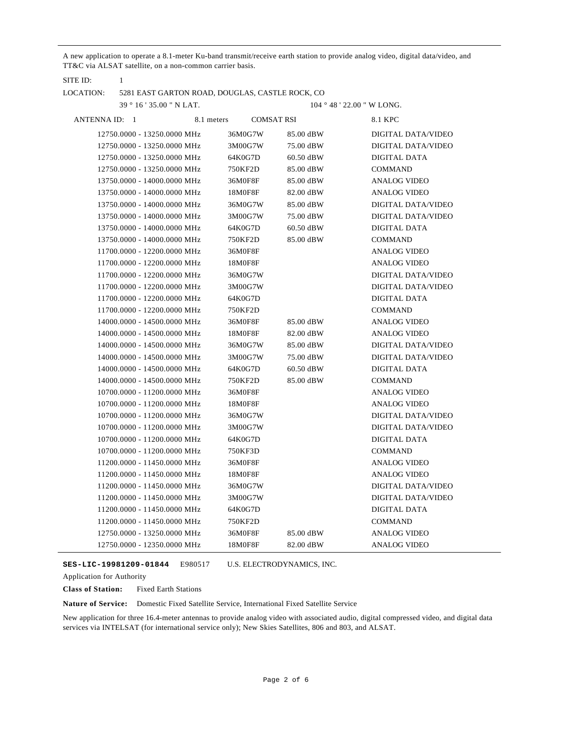A new application to operate a 8.1-meter Ku-band transmit/receive earth station to provide analog video, digital data/video, and TT&C via ALSAT satellite, on a non-common carrier basis.

SITE ID: 1

LOCATION: 5281 EAST GARTON ROAD, DOUGLAS, CASTLE ROCK, CO

39 ° 16 ' 35.00 " N LAT. 104 ° 48 ' 22.00 " W LONG.

ANTENNA ID: 1 8.1 meters COMSAT RSI 8.1 KPC

| Frequency | Emission | Power | Service |
|---|---|---|---|
| 12750.0000 - 13250.0000 MHz | 36M0G7W | 85.00 dBW | DIGITAL DATA/VIDEO |
| 12750.0000 - 13250.0000 MHz | 3M00G7W | 75.00 dBW | DIGITAL DATA/VIDEO |
| 12750.0000 - 13250.0000 MHz | 64K0G7D | 60.50 dBW | DIGITAL DATA |
| 12750.0000 - 13250.0000 MHz | 750KF2D | 85.00 dBW | COMMAND |
| 13750.0000 - 14000.0000 MHz | 36M0F8F | 85.00 dBW | ANALOG VIDEO |
| 13750.0000 - 14000.0000 MHz | 18M0F8F | 82.00 dBW | ANALOG VIDEO |
| 13750.0000 - 14000.0000 MHz | 36M0G7W | 85.00 dBW | DIGITAL DATA/VIDEO |
| 13750.0000 - 14000.0000 MHz | 3M00G7W | 75.00 dBW | DIGITAL DATA/VIDEO |
| 13750.0000 - 14000.0000 MHz | 64K0G7D | 60.50 dBW | DIGITAL DATA |
| 13750.0000 - 14000.0000 MHz | 750KF2D | 85.00 dBW | COMMAND |
| 11700.0000 - 12200.0000 MHz | 36M0F8F | | ANALOG VIDEO |
| 11700.0000 - 12200.0000 MHz | 18M0F8F | | ANALOG VIDEO |
| 11700.0000 - 12200.0000 MHz | 36M0G7W | | DIGITAL DATA/VIDEO |
| 11700.0000 - 12200.0000 MHz | 3M00G7W | | DIGITAL DATA/VIDEO |
| 11700.0000 - 12200.0000 MHz | 64K0G7D | | DIGITAL DATA |
| 11700.0000 - 12200.0000 MHz | 750KF2D | | COMMAND |
| 14000.0000 - 14500.0000 MHz | 36M0F8F | 85.00 dBW | ANALOG VIDEO |
| 14000.0000 - 14500.0000 MHz | 18M0F8F | 82.00 dBW | ANALOG VIDEO |
| 14000.0000 - 14500.0000 MHz | 36M0G7W | 85.00 dBW | DIGITAL DATA/VIDEO |
| 14000.0000 - 14500.0000 MHz | 3M00G7W | 75.00 dBW | DIGITAL DATA/VIDEO |
| 14000.0000 - 14500.0000 MHz | 64K0G7D | 60.50 dBW | DIGITAL DATA |
| 14000.0000 - 14500.0000 MHz | 750KF2D | 85.00 dBW | COMMAND |
| 10700.0000 - 11200.0000 MHz | 36M0F8F | | ANALOG VIDEO |
| 10700.0000 - 11200.0000 MHz | 18M0F8F | | ANALOG VIDEO |
| 10700.0000 - 11200.0000 MHz | 36M0G7W | | DIGITAL DATA/VIDEO |
| 10700.0000 - 11200.0000 MHz | 3M00G7W | | DIGITAL DATA/VIDEO |
| 10700.0000 - 11200.0000 MHz | 64K0G7D | | DIGITAL DATA |
| 10700.0000 - 11200.0000 MHz | 750KF3D | | COMMAND |
| 11200.0000 - 11450.0000 MHz | 36M0F8F | | ANALOG VIDEO |
| 11200.0000 - 11450.0000 MHz | 18M0F8F | | ANALOG VIDEO |
| 11200.0000 - 11450.0000 MHz | 36M0G7W | | DIGITAL DATA/VIDEO |
| 11200.0000 - 11450.0000 MHz | 3M00G7W | | DIGITAL DATA/VIDEO |
| 11200.0000 - 11450.0000 MHz | 64K0G7D | | DIGITAL DATA |
| 11200.0000 - 11450.0000 MHz | 750KF2D | | COMMAND |
| 12750.0000 - 13250.0000 MHz | 36M0F8F | 85.00 dBW | ANALOG VIDEO |
| 12750.0000 - 12350.0000 MHz | 18M0F8F | 82.00 dBW | ANALOG VIDEO |

**SES-LIC-19981209-01844** E980517 U.S. ELECTRODYNAMICS, INC.

Application for Authority

**Class of Station:** Fixed Earth Stations

**Nature of Service:** Domestic Fixed Satellite Service, International Fixed Satellite Service

New application for three 16.4-meter antennas to provide analog video with associated audio, digital compressed video, and digital data services via INTELSAT (for international service only); New Skies Satellites, 806 and 803, and ALSAT.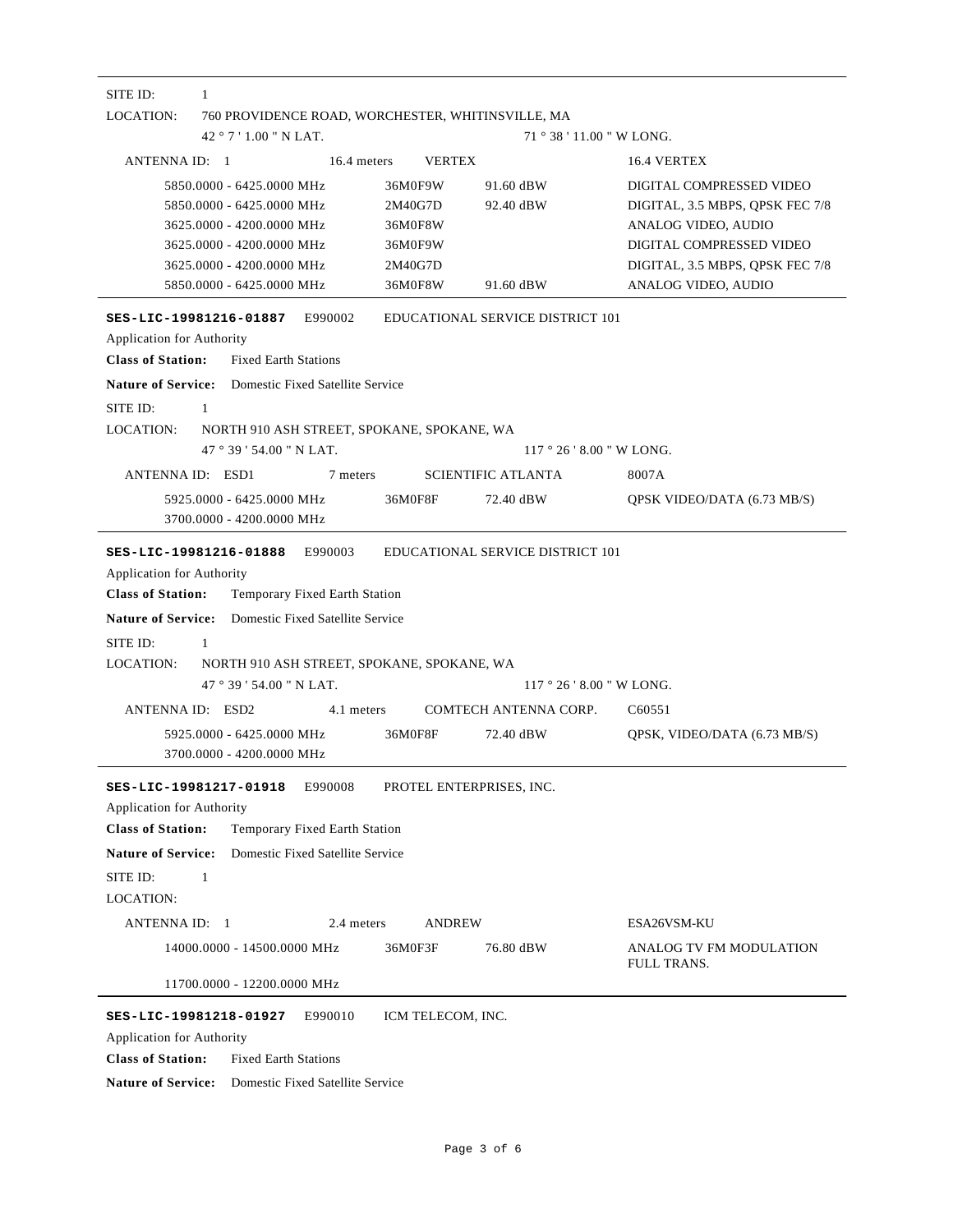SITE ID: 1

LOCATION: 760 PROVIDENCE ROAD, WORCHESTER, WHITINSVILLE, MA

42 ° 7 ' 1.00 " N LAT. 71 ° 38 ' 11.00 " W LONG.

ANTENNA ID: 1 16.4 meters VERTEX 16.4 VERTEX

| Frequency | Emission | Power | Description |
|---|---|---|---|
| 5850.0000 - 6425.0000 MHz | 36M0F9W | 91.60 dBW | DIGITAL COMPRESSED VIDEO |
| 5850.0000 - 6425.0000 MHz | 2M40G7D | 92.40 dBW | DIGITAL, 3.5 MBPS, QPSK FEC 7/8 |
| 3625.0000 - 4200.0000 MHz | 36M0F8W | | ANALOG VIDEO, AUDIO |
| 3625.0000 - 4200.0000 MHz | 36M0F9W | | DIGITAL COMPRESSED VIDEO |
| 3625.0000 - 4200.0000 MHz | 2M40G7D | | DIGITAL, 3.5 MBPS, QPSK FEC 7/8 |
| 5850.0000 - 6425.0000 MHz | 36M0F8W | 91.60 dBW | ANALOG VIDEO, AUDIO |

---

**SES-LIC-19981216-01887** E990002 EDUCATIONAL SERVICE DISTRICT 101

Application for Authority

**Class of Station:** Fixed Earth Stations

**Nature of Service:** Domestic Fixed Satellite Service

SITE ID: 1

LOCATION: NORTH 910 ASH STREET, SPOKANE, SPOKANE, WA

47 ° 39 ' 54.00 " N LAT. 117 ° 26 ' 8.00 " W LONG.

ANTENNA ID: ESD1 7 meters SCIENTIFIC ATLANTA 8007A

| Frequency | Emission | Power | Description |
|---|---|---|---|
| 5925.0000 - 6425.0000 MHz | 36M0F8F | 72.40 dBW | QPSK VIDEO/DATA (6.73 MB/S) |
| 3700.0000 - 4200.0000 MHz | | | |

---

**SES-LIC-19981216-01888** E990003 EDUCATIONAL SERVICE DISTRICT 101

Application for Authority

**Class of Station:** Temporary Fixed Earth Station

**Nature of Service:** Domestic Fixed Satellite Service

SITE ID: 1

LOCATION: NORTH 910 ASH STREET, SPOKANE, SPOKANE, WA

47 ° 39 ' 54.00 " N LAT. 117 ° 26 ' 8.00 " W LONG.

ANTENNA ID: ESD2 4.1 meters COMTECH ANTENNA CORP. C60551

| Frequency | Emission | Power | Description |
|---|---|---|---|
| 5925.0000 - 6425.0000 MHz | 36M0F8F | 72.40 dBW | QPSK, VIDEO/DATA (6.73 MB/S) |
| 3700.0000 - 4200.0000 MHz | | | |

---

**SES-LIC-19981217-01918** E990008 PROTEL ENTERPRISES, INC.

Application for Authority

**Class of Station:** Temporary Fixed Earth Station

**Nature of Service:** Domestic Fixed Satellite Service

SITE ID: 1

LOCATION:

ANTENNA ID: 1 2.4 meters ANDREW ESA26VSM-KU

| Frequency | Emission | Power | Description |
|---|---|---|---|
| 14000.0000 - 14500.0000 MHz | 36M0F3F | 76.80 dBW | ANALOG TV FM MODULATION FULL TRANS. |
| 11700.0000 - 12200.0000 MHz | | | |

---

**SES-LIC-19981218-01927** E990010 ICM TELECOM, INC.

Application for Authority

**Class of Station:** Fixed Earth Stations

**Nature of Service:** Domestic Fixed Satellite Service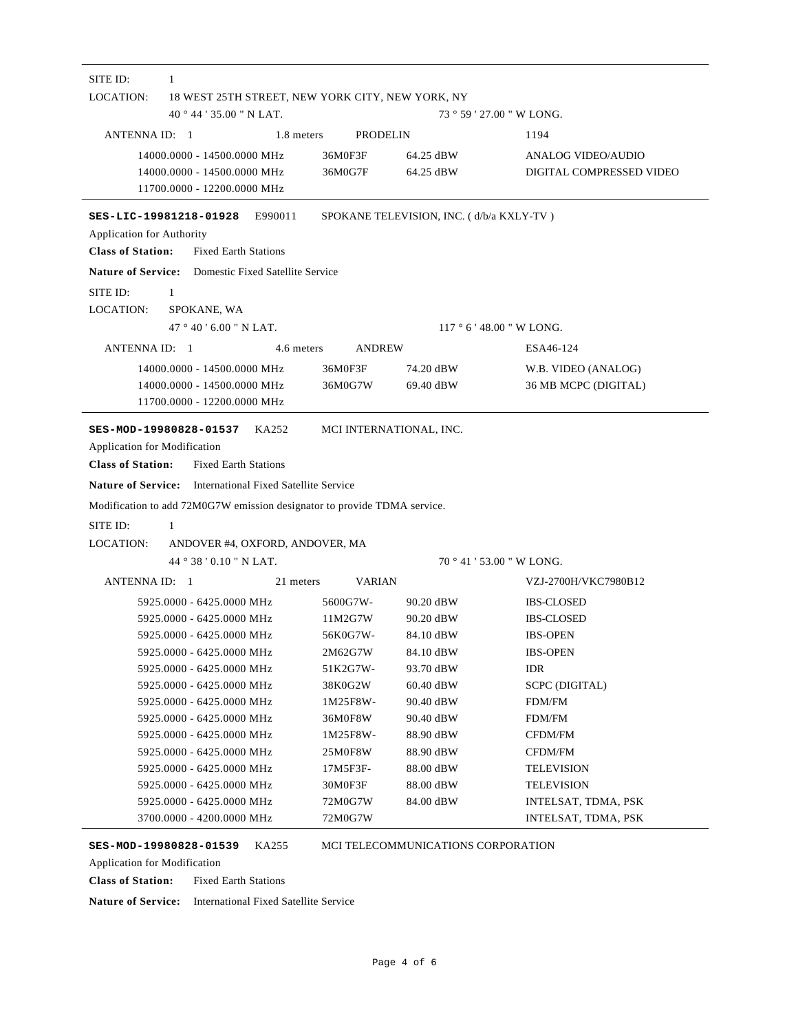SITE ID: 1

LOCATION: 18 WEST 25TH STREET, NEW YORK CITY, NEW YORK, NY

40 ° 44 ' 35.00 " N LAT. 73 ° 59 ' 27.00 " W LONG.

| ANTENNA ID: 1 | 1.8 meters | PRODELIN | 1194 |
|---|---|---|---|
| 14000.0000 - 14500.0000 MHz | 36M0F3F | 64.25 dBW | ANALOG VIDEO/AUDIO |
| 14000.0000 - 14500.0000 MHz | 36M0G7F | 64.25 dBW | DIGITAL COMPRESSED VIDEO |
| 11700.0000 - 12200.0000 MHz | | | |

---

**SES-LIC-19981218-01928** E990011 SPOKANE TELEVISION, INC. ( d/b/a KXLY-TV )

Application for Authority

**Class of Station:** Fixed Earth Stations

**Nature of Service:** Domestic Fixed Satellite Service

SITE ID: 1

LOCATION: SPOKANE, WA

47 ° 40 ' 6.00 " N LAT. 117 ° 6 ' 48.00 " W LONG.

| ANTENNA ID: 1 | 4.6 meters | ANDREW | ESA46-124 |
|---|---|---|---|
| 14000.0000 - 14500.0000 MHz | 36M0F3F | 74.20 dBW | W.B. VIDEO (ANALOG) |
| 14000.0000 - 14500.0000 MHz | 36M0G7W | 69.40 dBW | 36 MB MCPC (DIGITAL) |
| 11700.0000 - 12200.0000 MHz | | | |

---

**SES-MOD-19980828-01537** KA252 MCI INTERNATIONAL, INC.

Application for Modification

**Class of Station:** Fixed Earth Stations

**Nature of Service:** International Fixed Satellite Service

Modification to add 72M0G7W emission designator to provide TDMA service.

SITE ID: 1

LOCATION: ANDOVER #4, OXFORD, ANDOVER, MA

44 ° 38 ' 0.10 " N LAT. 70 ° 41 ' 53.00 " W LONG.

| ANTENNA ID: 1 | 21 meters | VARIAN | VZJ-2700H/VKC7980B12 |
|---|---|---|---|
| 5925.0000 - 6425.0000 MHz | 5600G7W- | 90.20 dBW | IBS-CLOSED |
| 5925.0000 - 6425.0000 MHz | 11M2G7W | 90.20 dBW | IBS-CLOSED |
| 5925.0000 - 6425.0000 MHz | 56K0G7W- | 84.10 dBW | IBS-OPEN |
| 5925.0000 - 6425.0000 MHz | 2M62G7W | 84.10 dBW | IBS-OPEN |
| 5925.0000 - 6425.0000 MHz | 51K2G7W- | 93.70 dBW | IDR |
| 5925.0000 - 6425.0000 MHz | 38K0G2W | 60.40 dBW | SCPC (DIGITAL) |
| 5925.0000 - 6425.0000 MHz | 1M25F8W- | 90.40 dBW | FDM/FM |
| 5925.0000 - 6425.0000 MHz | 36M0F8W | 90.40 dBW | FDM/FM |
| 5925.0000 - 6425.0000 MHz | 1M25F8W- | 88.90 dBW | CFDM/FM |
| 5925.0000 - 6425.0000 MHz | 25M0F8W | 88.90 dBW | CFDM/FM |
| 5925.0000 - 6425.0000 MHz | 17M5F3F- | 88.00 dBW | TELEVISION |
| 5925.0000 - 6425.0000 MHz | 30M0F3F | 88.00 dBW | TELEVISION |
| 5925.0000 - 6425.0000 MHz | 72M0G7W | 84.00 dBW | INTELSAT, TDMA, PSK |
| 3700.0000 - 4200.0000 MHz | 72M0G7W | | INTELSAT, TDMA, PSK |

---

**SES-MOD-19980828-01539** KA255 MCI TELECOMMUNICATIONS CORPORATION

Application for Modification

**Class of Station:** Fixed Earth Stations

**Nature of Service:** International Fixed Satellite Service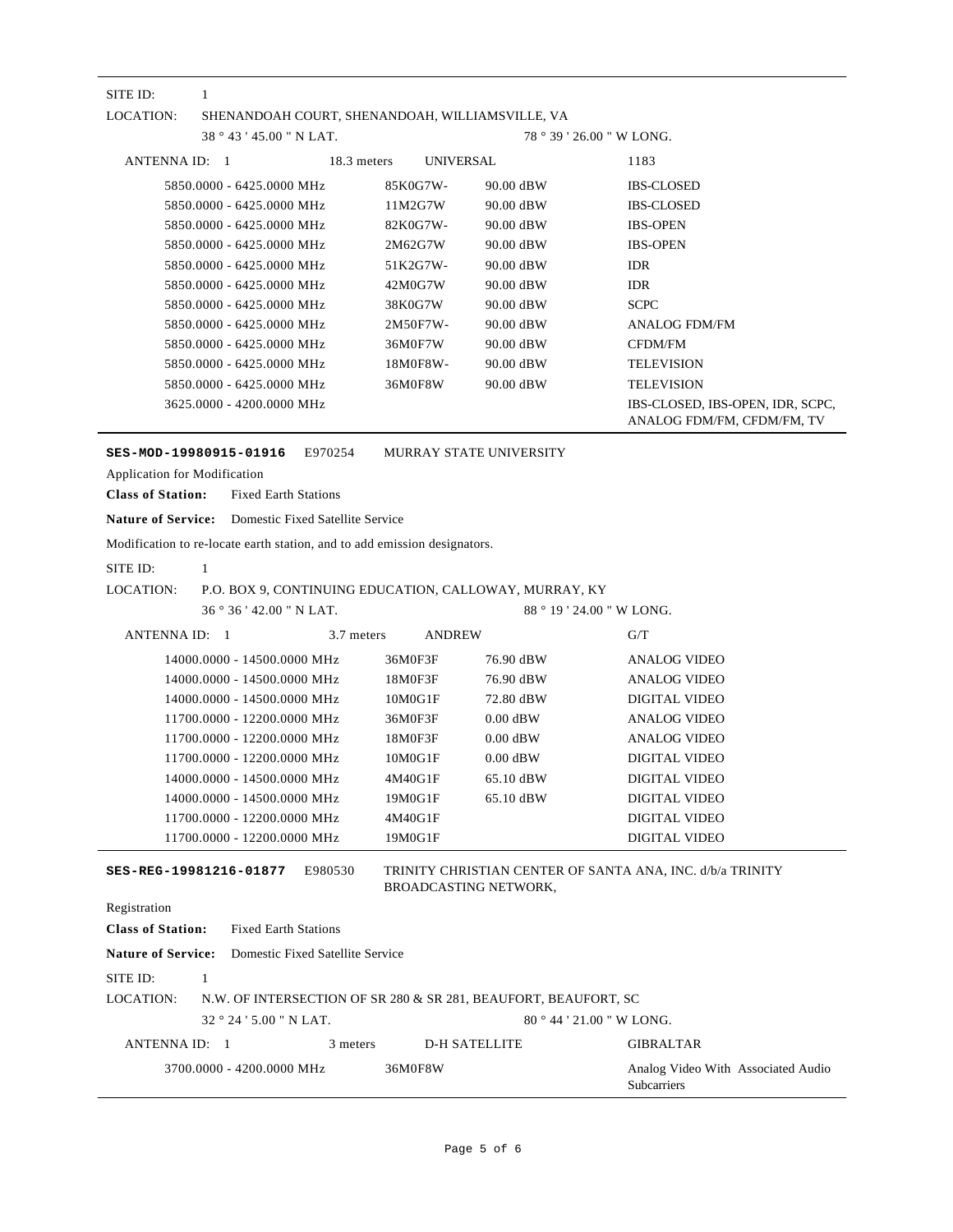SITE ID: 1

LOCATION: SHENANDOAH COURT, SHENANDOAH, WILLIAMSVILLE, VA

38 ° 43 ' 45.00 " N LAT. 78 ° 39 ' 26.00 " W LONG.

| ANTENNA ID: 1 | 18.3 meters | UNIVERSAL | 1183 |
|---|---|---|---|
| 5850.0000 - 6425.0000 MHz | 85K0G7W- | 90.00 dBW | IBS-CLOSED |
| 5850.0000 - 6425.0000 MHz | 11M2G7W | 90.00 dBW | IBS-CLOSED |
| 5850.0000 - 6425.0000 MHz | 82K0G7W- | 90.00 dBW | IBS-OPEN |
| 5850.0000 - 6425.0000 MHz | 2M62G7W | 90.00 dBW | IBS-OPEN |
| 5850.0000 - 6425.0000 MHz | 51K2G7W- | 90.00 dBW | IDR |
| 5850.0000 - 6425.0000 MHz | 42M0G7W | 90.00 dBW | IDR |
| 5850.0000 - 6425.0000 MHz | 38K0G7W | 90.00 dBW | SCPC |
| 5850.0000 - 6425.0000 MHz | 2M50F7W- | 90.00 dBW | ANALOG FDM/FM |
| 5850.0000 - 6425.0000 MHz | 36M0F7W | 90.00 dBW | CFDM/FM |
| 5850.0000 - 6425.0000 MHz | 18M0F8W- | 90.00 dBW | TELEVISION |
| 5850.0000 - 6425.0000 MHz | 36M0F8W | 90.00 dBW | TELEVISION |
| 3625.0000 - 4200.0000 MHz | | | IBS-CLOSED, IBS-OPEN, IDR, SCPC, ANALOG FDM/FM, CFDM/FM, TV |

---

**SES-MOD-19980915-01916** E970254 MURRAY STATE UNIVERSITY

Application for Modification

**Class of Station:** Fixed Earth Stations

**Nature of Service:** Domestic Fixed Satellite Service

Modification to re-locate earth station, and to add emission designators.

SITE ID: 1

LOCATION: P.O. BOX 9, CONTINUING EDUCATION, CALLOWAY, MURRAY, KY

36 ° 36 ' 42.00 " N LAT. 88 ° 19 ' 24.00 " W LONG.

| ANTENNA ID: 1 | 3.7 meters | ANDREW | G/T |
|---|---|---|---|
| 14000.0000 - 14500.0000 MHz | 36M0F3F | 76.90 dBW | ANALOG VIDEO |
| 14000.0000 - 14500.0000 MHz | 18M0F3F | 76.90 dBW | ANALOG VIDEO |
| 14000.0000 - 14500.0000 MHz | 10M0G1F | 72.80 dBW | DIGITAL VIDEO |
| 11700.0000 - 12200.0000 MHz | 36M0F3F | 0.00 dBW | ANALOG VIDEO |
| 11700.0000 - 12200.0000 MHz | 18M0F3F | 0.00 dBW | ANALOG VIDEO |
| 11700.0000 - 12200.0000 MHz | 10M0G1F | 0.00 dBW | DIGITAL VIDEO |
| 14000.0000 - 14500.0000 MHz | 4M40G1F | 65.10 dBW | DIGITAL VIDEO |
| 14000.0000 - 14500.0000 MHz | 19M0G1F | 65.10 dBW | DIGITAL VIDEO |
| 11700.0000 - 12200.0000 MHz | 4M40G1F | | DIGITAL VIDEO |
| 11700.0000 - 12200.0000 MHz | 19M0G1F | | DIGITAL VIDEO |

---

**SES-REG-19981216-01877** E980530 TRINITY CHRISTIAN CENTER OF SANTA ANA, INC. d/b/a TRINITY BROADCASTING NETWORK,

Registration

**Class of Station:** Fixed Earth Stations

**Nature of Service:** Domestic Fixed Satellite Service

SITE ID: 1

LOCATION: N.W. OF INTERSECTION OF SR 280 & SR 281, BEAUFORT, BEAUFORT, SC

32 ° 24 ' 5.00 " N LAT. 80 ° 44 ' 21.00 " W LONG.

| ANTENNA ID: 1 | 3 meters | D-H SATELLITE | GIBRALTAR |
|---|---|---|---|
| 3700.0000 - 4200.0000 MHz | 36M0F8W | | Analog Video With Associated Audio Subcarriers |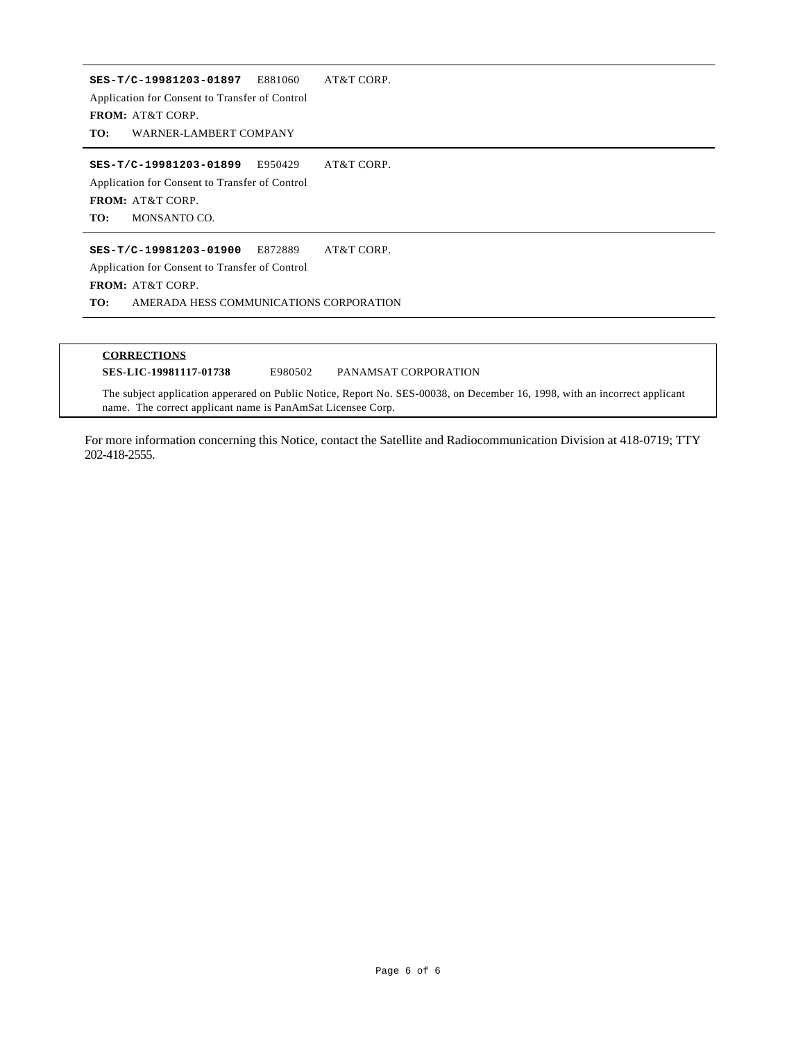**SES-T/C-19981203-01897** E881060 AT&T CORP.

Application for Consent to Transfer of Control

**FROM:** AT&T CORP.

**TO:** WARNER-LAMBERT COMPANY

---

**SES-T/C-19981203-01899** E950429 AT&T CORP.

Application for Consent to Transfer of Control

**FROM:** AT&T CORP.

**TO:** MONSANTO CO.

---

**SES-T/C-19981203-01900** E872889 AT&T CORP.

Application for Consent to Transfer of Control

**FROM:** AT&T CORP.

**TO:** AMERADA HESS COMMUNICATIONS CORPORATION

---

**CORRECTIONS**

**SES-LIC-19981117-01738** E980502 PANAMSAT CORPORATION

The subject application apperared on Public Notice, Report No. SES-00038, on December 16, 1998, with an incorrect applicant name. The correct applicant name is PanAmSat Licensee Corp.

---

For more information concerning this Notice, contact the Satellite and Radiocommunication Division at 418-0719; TTY 202-418-2555.